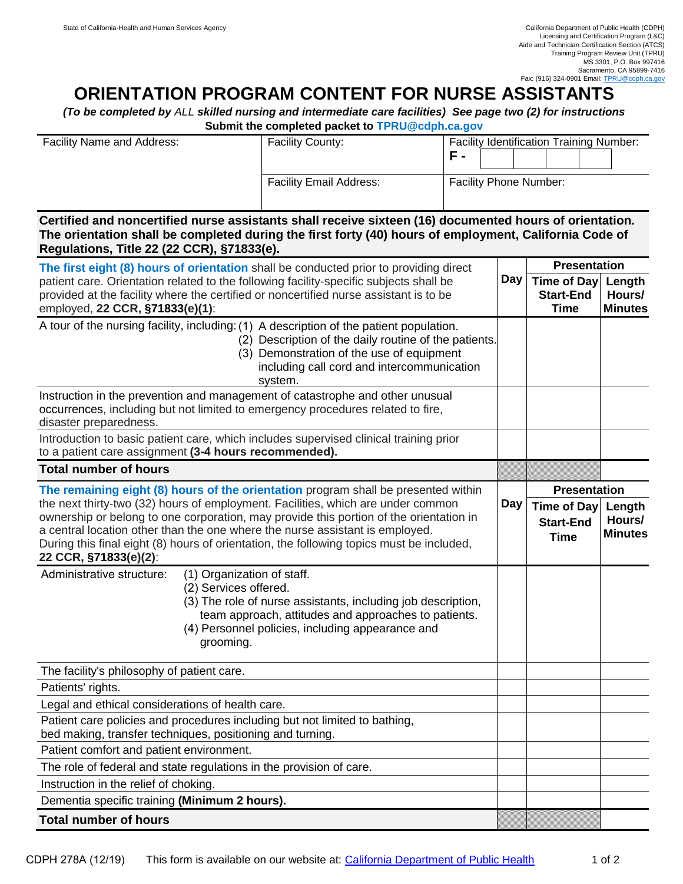State of California-Health and Human Services Agency

California Department of Public Health (CDPH)
Licensing and Certification Program (L&C)
Aide and Technician Certification Section (ATCS)
Training Program Review Unit (TPRU)
MS 3301, P.O. Box 997416
Sacramento, CA 95899-7416
Fax: (916) 324-0901 Email: TPRU@cdph.ca.gov

# ORIENTATION PROGRAM CONTENT FOR NURSE ASSISTANTS

***(To be completed by** ALL **skilled nursing and intermediate care facilities) See page two (2) for instructions***

**Submit the completed packet to TPRU@cdph.ca.gov**

| Facility Name and Address: | Facility County: | Facility Identification Training Number: F - |
|---|---|---|
| | Facility Email Address: | Facility Phone Number: |

**Certified and noncertified nurse assistants shall receive sixteen (16) documented hours of orientation. The orientation shall be completed during the first forty (40) hours of employment, California Code of Regulations, Title 22 (22 CCR), §71833(e).**

| **The first eight (8) hours of orientation** shall be conducted prior to providing direct patient care. Orientation related to the following facility-specific subjects shall be provided at the facility where the certified or noncertified nurse assistant is to be employed, **22 CCR, §71833(e)(1)**: | Day | Presentation: Time of Day Start-End Time | Presentation: Length Hours/ Minutes |
|---|---|---|---|
| A tour of the nursing facility, including: (1) A description of the patient population. (2) Description of the daily routine of the patients. (3) Demonstration of the use of equipment including call cord and intercommunication system. | | | |
| Instruction in the prevention and management of catastrophe and other unusual occurrences, including but not limited to emergency procedures related to fire, disaster preparedness. | | | |
| Introduction to basic patient care, which includes supervised clinical training prior to a patient care assignment **(3-4 hours recommended).** | | | |
| **Total number of hours** | | | |

| **The remaining eight (8) hours of the orientation** program shall be presented within the next thirty-two (32) hours of employment. Facilities, which are under common ownership or belong to one corporation, may provide this portion of the orientation in a central location other than the one where the nurse assistant is employed. During this final eight (8) hours of orientation, the following topics must be included, **22 CCR, §71833(e)(2)**: | Day | Presentation: Time of Day Start-End Time | Presentation: Length Hours/ Minutes |
|---|---|---|---|
| Administrative structure: (1) Organization of staff. (2) Services offered. (3) The role of nurse assistants, including job description, team approach, attitudes and approaches to patients. (4) Personnel policies, including appearance and grooming. | | | |
| The facility's philosophy of patient care. | | | |
| Patients' rights. | | | |
| Legal and ethical considerations of health care. | | | |
| Patient care policies and procedures including but not limited to bathing, bed making, transfer techniques, positioning and turning. | | | |
| Patient comfort and patient environment. | | | |
| The role of federal and state regulations in the provision of care. | | | |
| Instruction in the relief of choking. | | | |
| Dementia specific training **(Minimum 2 hours).** | | | |
| **Total number of hours** | | | |

CDPH 278A (12/19) This form is available on our website at: California Department of Public Health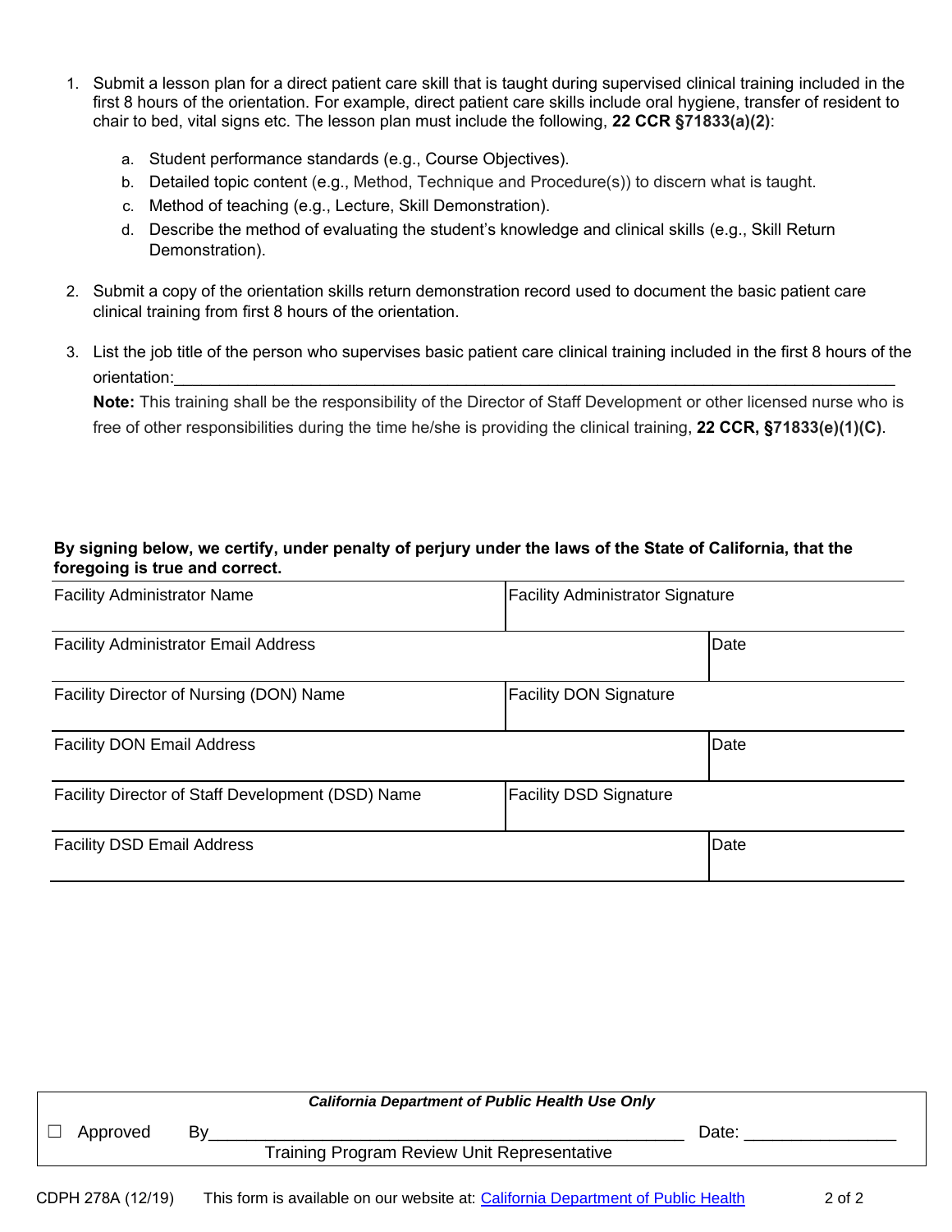1. Submit a lesson plan for a direct patient care skill that is taught during supervised clinical training included in the first 8 hours of the orientation. For example, direct patient care skills include oral hygiene, transfer of resident to chair to bed, vital signs etc. The lesson plan must include the following, **22 CCR §71833(a)(2)**:

   a. Student performance standards (e.g., Course Objectives).

   b. Detailed topic content (e.g., Method, Technique and Procedure(s)) to discern what is taught.

   c. Method of teaching (e.g., Lecture, Skill Demonstration).

   d. Describe the method of evaluating the student's knowledge and clinical skills (e.g., Skill Return Demonstration).

2. Submit a copy of the orientation skills return demonstration record used to document the basic patient care clinical training from first 8 hours of the orientation.

3. List the job title of the person who supervises basic patient care clinical training included in the first 8 hours of the orientation:\_\_\_\_\_\_\_\_\_\_\_\_\_\_\_\_\_\_\_\_\_\_\_\_\_\_\_\_\_\_\_\_\_\_\_\_\_\_\_\_\_\_\_\_\_\_\_\_\_\_\_\_\_\_\_\_\_\_\_\_

   **Note:** This training shall be the responsibility of the Director of Staff Development or other licensed nurse who is free of other responsibilities during the time he/she is providing the clinical training, **22 CCR, §71833(e)(1)(C)**.

**By signing below, we certify, under penalty of perjury under the laws of the State of California, that the foregoing is true and correct.**

| | | |
|---|---|---|
| Facility Administrator Name | Facility Administrator Signature | |
| Facility Administrator Email Address | | Date |
| Facility Director of Nursing (DON) Name | Facility DON Signature | |
| Facility DON Email Address | | Date |
| Facility Director of Staff Development (DSD) Name | Facility DSD Signature | |
| Facility DSD Email Address | | Date |

***California Department of Public Health Use Only***

☐ Approved By\_\_\_\_\_\_\_\_\_\_\_\_\_\_\_\_\_\_\_\_\_\_\_\_\_\_\_\_\_\_\_\_\_\_\_\_\_\_\_\_ Date: \_\_\_\_\_\_\_\_\_\_\_\_\_\_\_\_

Training Program Review Unit Representative

CDPH 278A (12/19) This form is available on our website at: California Department of Public Health